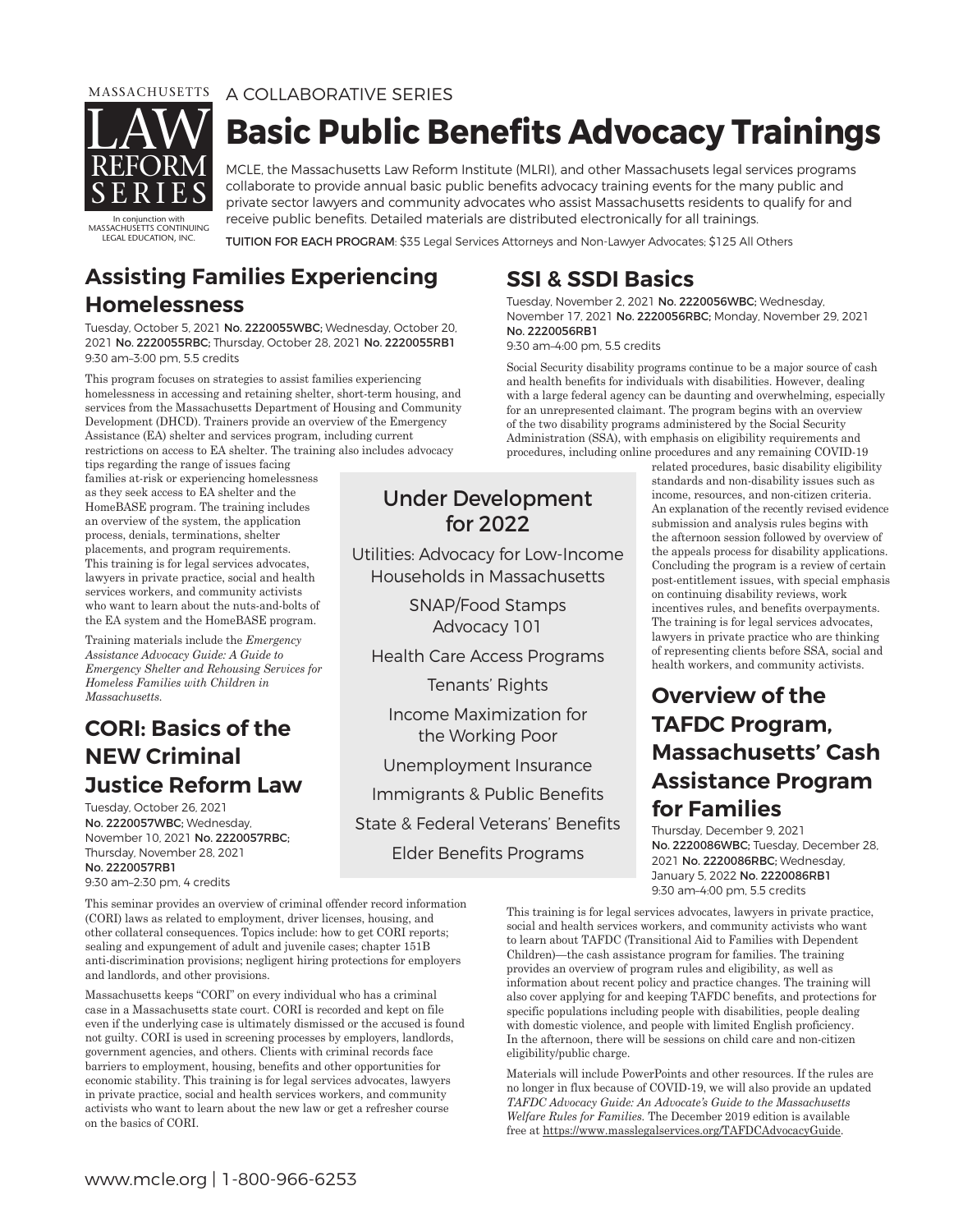MASSACHUSETTS LAW REFORM SERIES

In conjunction with MASSACHUSETTS CONTINUING LEGAL EDUCATION, INC.

A COLLABORATIVE SERIES

# Basic Public Benefits Advocacy Trainings

MCLE, the Massachusetts Law Reform Institute (MLRI), and other Massachusets legal services programs collaborate to provide annual basic public benefits advocacy training events for the many public and private sector lawyers and community advocates who assist Massachusetts residents to qualify for and receive public benefits. Detailed materials are distributed electronically for all trainings.

**TUITION FOR EACH PROGRAM**: $35 Legal Services Attorneys and Non-Lawyer Advocates; $125 All Others

## Assisting Families Experiencing Homelessness

Tuesday, October 5, 2021 **No. 2220055WBC;** Wednesday, October 20, 2021 **No. 2220055RBC;** Thursday, October 28, 2021 **No. 2220055RB1**
9:30 am–3:00 pm, 5.5 credits

This program focuses on strategies to assist families experiencing homelessness in accessing and retaining shelter, short-term housing, and services from the Massachusetts Department of Housing and Community Development (DHCD). Trainers provide an overview of the Emergency Assistance (EA) shelter and services program, including current restrictions on access to EA shelter. The training also includes advocacy tips regarding the range of issues facing families at-risk or experiencing homelessness as they seek access to EA shelter and the HomeBASE program. The training includes an overview of the system, the application process, denials, terminations, shelter placements, and program requirements. This training is for legal services advocates, lawyers in private practice, social and health services workers, and community activists who want to learn about the nuts-and-bolts of the EA system and the HomeBASE program.

Training materials include the *Emergency Assistance Advocacy Guide: A Guide to Emergency Shelter and Rehousing Services for Homeless Families with Children in Massachusetts.*

## CORI: Basics of the NEW Criminal Justice Reform Law

Tuesday, October 26, 2021 **No. 2220057WBC;** Wednesday, November 10, 2021 **No. 2220057RBC;** Thursday, November 28, 2021 **No. 2220057RB1**
9:30 am–2:30 pm, 4 credits

This seminar provides an overview of criminal offender record information (CORI) laws as related to employment, driver licenses, housing, and other collateral consequences. Topics include: how to get CORI reports; sealing and expungement of adult and juvenile cases; chapter 151B anti-discrimination provisions; negligent hiring protections for employers and landlords, and other provisions.

Massachusetts keeps "CORI" on every individual who has a criminal case in a Massachusetts state court. CORI is recorded and kept on file even if the underlying case is ultimately dismissed or the accused is found not guilty. CORI is used in screening processes by employers, landlords, government agencies, and others. Clients with criminal records face barriers to employment, housing, benefits and other opportunities for economic stability. This training is for legal services advocates, lawyers in private practice, social and health services workers, and community activists who want to learn about the new law or get a refresher course on the basics of CORI.

## Under Development for 2022

- Utilities: Advocacy for Low-Income Households in Massachusetts
- SNAP/Food Stamps Advocacy 101
- Health Care Access Programs
- Tenants' Rights
- Income Maximization for the Working Poor
- Unemployment Insurance
- Immigrants & Public Benefits
- State & Federal Veterans' Benefits
- Elder Benefits Programs

## SSI & SSDI Basics

Tuesday, November 2, 2021 **No. 2220056WBC;** Wednesday, November 17, 2021 **No. 2220056RBC;** Monday, November 29, 2021 **No. 2220056RB1**
9:30 am–4:00 pm, 5.5 credits

Social Security disability programs continue to be a major source of cash and health benefits for individuals with disabilities. However, dealing with a large federal agency can be daunting and overwhelming, especially for an unrepresented claimant. The program begins with an overview of the two disability programs administered by the Social Security Administration (SSA), with emphasis on eligibility requirements and procedures, including online procedures and any remaining COVID-19 related procedures, basic disability eligibility standards and non-disability issues such as income, resources, and non-citizen criteria. An explanation of the recently revised evidence submission and analysis rules begins with the afternoon session followed by overview of the appeals process for disability applications. Concluding the program is a review of certain post-entitlement issues, with special emphasis on continuing disability reviews, work incentives rules, and benefits overpayments. The training is for legal services advocates, lawyers in private practice who are thinking of representing clients before SSA, social and health workers, and community activists.

## Overview of the TAFDC Program, Massachusetts' Cash Assistance Program for Families

Thursday, December 9, 2021 **No. 2220086WBC;** Tuesday, December 28, 2021 **No. 2220086RBC;** Wednesday, January 5, 2022 **No. 2220086RB1**
9:30 am–4:00 pm, 5.5 credits

This training is for legal services advocates, lawyers in private practice, social and health services workers, and community activists who want to learn about TAFDC (Transitional Aid to Families with Dependent Children)—the cash assistance program for families. The training provides an overview of program rules and eligibility, as well as information about recent policy and practice changes. The training will also cover applying for and keeping TAFDC benefits, and protections for specific populations including people with disabilities, people dealing with domestic violence, and people with limited English proficiency. In the afternoon, there will be sessions on child care and non-citizen eligibility/public charge.

Materials will include PowerPoints and other resources. If the rules are no longer in flux because of COVID-19, we will also provide an updated *TAFDC Advocacy Guide: An Advocate's Guide to the Massachusetts Welfare Rules for Families.* The December 2019 edition is available free at https://www.masslegalservices.org/TAFDCAdvocacyGuide.

www.mcle.org | 1-800-966-6253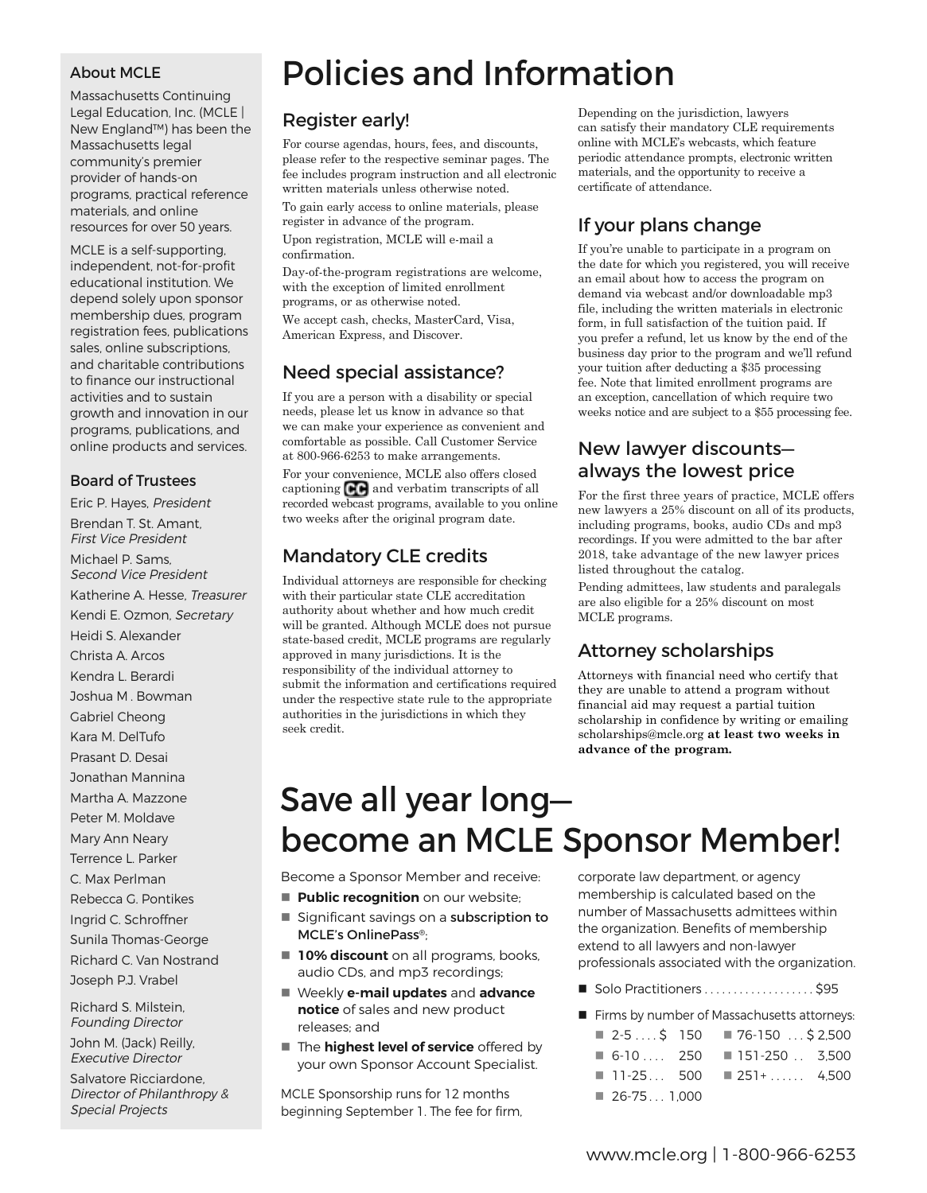## About MCLE

Massachusetts Continuing Legal Education, Inc. (MCLE | New England™) has been the Massachusetts legal community's premier provider of hands-on programs, practical reference materials, and online resources for over 50 years.

MCLE is a self-supporting, independent, not-for-profit educational institution. We depend solely upon sponsor membership dues, program registration fees, publications sales, online subscriptions, and charitable contributions to finance our instructional activities and to sustain growth and innovation in our programs, publications, and online products and services.

## Board of Trustees

Eric P. Hayes, *President*

Brendan T. St. Amant, *First Vice President*

Michael P. Sams, *Second Vice President*

Katherine A. Hesse, *Treasurer*

Kendi E. Ozmon, *Secretary*

Heidi S. Alexander

Christa A. Arcos

Kendra L. Berardi

Joshua M . Bowman

Gabriel Cheong

Kara M. DelTufo

Prasant D. Desai

Jonathan Mannina

Martha A. Mazzone

Peter M. Moldave

Mary Ann Neary

Terrence L. Parker

C. Max Perlman

Rebecca G. Pontikes

Ingrid C. Schroffner

Sunila Thomas-George

Richard C. Van Nostrand

Joseph P.J. Vrabel

Richard S. Milstein, *Founding Director*

John M. (Jack) Reilly, *Executive Director*

Salvatore Ricciardone, *Director of Philanthropy & Special Projects*

# Policies and Information

## Register early!

For course agendas, hours, fees, and discounts, please refer to the respective seminar pages. The fee includes program instruction and all electronic written materials unless otherwise noted.

To gain early access to online materials, please register in advance of the program.

Upon registration, MCLE will e-mail a confirmation.

Day-of-the-program registrations are welcome, with the exception of limited enrollment programs, or as otherwise noted.

We accept cash, checks, MasterCard, Visa, American Express, and Discover.

## Need special assistance?

If you are a person with a disability or special needs, please let us know in advance so that we can make your experience as convenient and comfortable as possible. Call Customer Service at 800-966-6253 to make arrangements.

For your convenience, MCLE also offers closed captioning (CC) and verbatim transcripts of all recorded webcast programs, available to you online two weeks after the original program date.

## Mandatory CLE credits

Individual attorneys are responsible for checking with their particular state CLE accreditation authority about whether and how much credit will be granted. Although MCLE does not pursue state-based credit, MCLE programs are regularly approved in many jurisdictions. It is the responsibility of the individual attorney to submit the information and certifications required under the respective state rule to the appropriate authorities in the jurisdictions in which they seek credit.

Depending on the jurisdiction, lawyers can satisfy their mandatory CLE requirements online with MCLE's webcasts, which feature periodic attendance prompts, electronic written materials, and the opportunity to receive a certificate of attendance.

## If your plans change

If you're unable to participate in a program on the date for which you registered, you will receive an email about how to access the program on demand via webcast and/or downloadable mp3 file, including the written materials in electronic form, in full satisfaction of the tuition paid. If you prefer a refund, let us know by the end of the business day prior to the program and we'll refund your tuition after deducting a $35 processing fee. Note that limited enrollment programs are an exception, cancellation of which require two weeks notice and are subject to a $55 processing fee.

## New lawyer discounts—always the lowest price

For the first three years of practice, MCLE offers new lawyers a 25% discount on all of its products, including programs, books, audio CDs and mp3 recordings. If you were admitted to the bar after 2018, take advantage of the new lawyer prices listed throughout the catalog.

Pending admittees, law students and paralegals are also eligible for a 25% discount on most MCLE programs.

## Attorney scholarships

Attorneys with financial need who certify that they are unable to attend a program without financial aid may request a partial tuition scholarship in confidence by writing or emailing scholarships@mcle.org **at least two weeks in advance of the program.**

# Save all year long—become an MCLE Sponsor Member!

Become a Sponsor Member and receive:

- **Public recognition** on our website;
- Significant savings on a **subscription to MCLE's OnlinePass®**;
- **10% discount** on all programs, books, audio CDs, and mp3 recordings;
- Weekly **e-mail updates** and **advance notice** of sales and new product releases; and
- The **highest level of service** offered by your own Sponsor Account Specialist.

MCLE Sponsorship runs for 12 months beginning September 1. The fee for firm, corporate law department, or agency membership is calculated based on the number of Massachusetts admittees within the organization. Benefits of membership extend to all lawyers and non-lawyer professionals associated with the organization.

- Solo Practitioners .................. $95
- Firms by number of Massachusetts attorneys:
  - 2-5 .... $ 150
  - 6-10 .... 250
  - 11-25 ... 500
  - 26-75 ... 1,000
  - 76-150 ... $ 2,500
  - 151-250 .. 3,500
  - 251+ ...... 4,500

www.mcle.org | 1-800-966-6253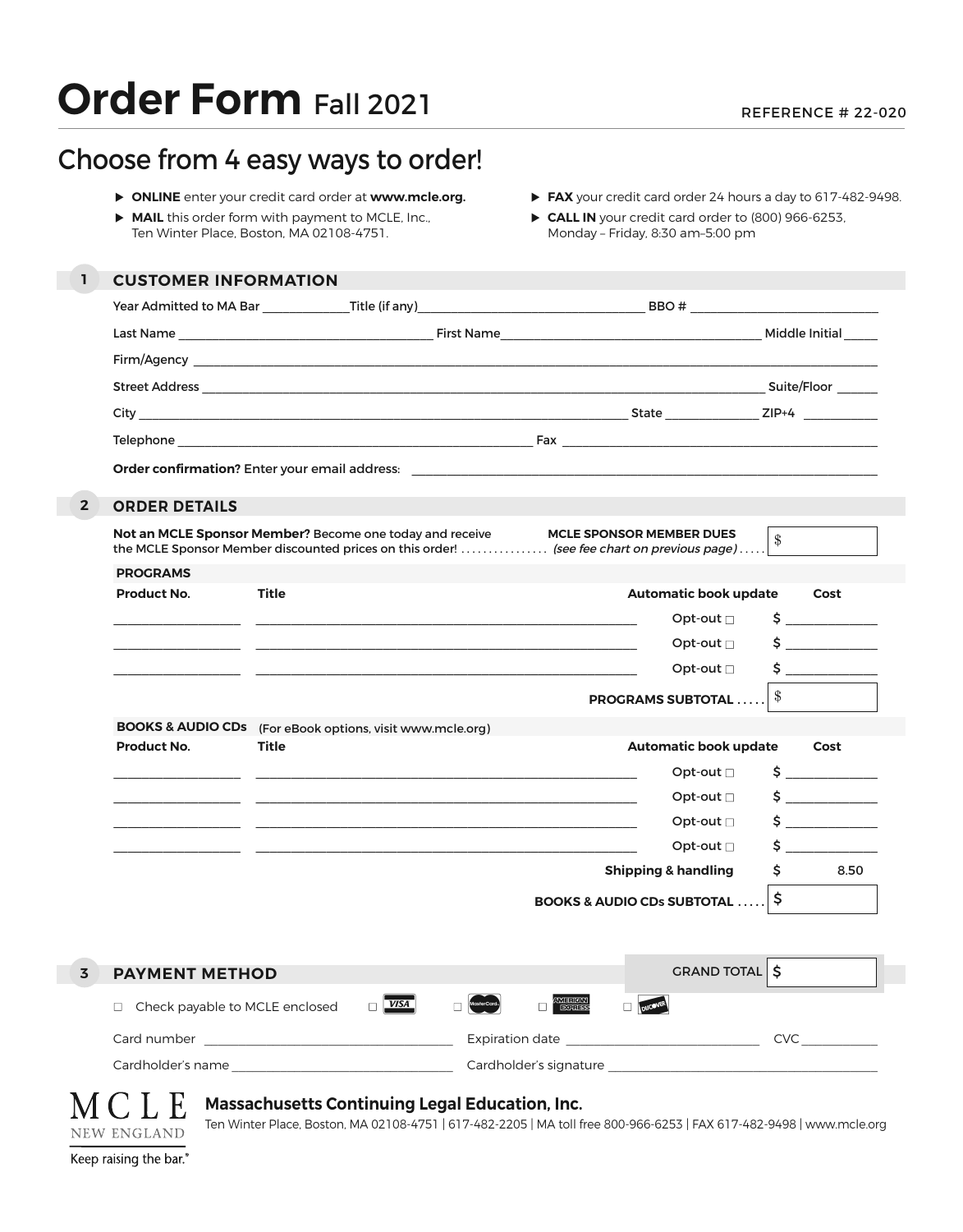# Order Form Fall 2021

REFERENCE # 22-020

## Choose from 4 easy ways to order!

- **ONLINE** enter your credit card order at **www.mcle.org.**
- **MAIL** this order form with payment to MCLE, Inc., Ten Winter Place, Boston, MA 02108-4751.
- **FAX** your credit card order 24 hours a day to 617-482-9498.
- **CALL IN** your credit card order to (800) 966-6253, Monday – Friday, 8:30 am–5:00 pm

## 1 CUSTOMER INFORMATION

Year Admitted to MA Bar ____________ Title (if any) ________________________ BBO # ____________________

Last Name ________________________ First Name ________________________ Middle Initial _____

Firm/Agency ________________________________________________

Street Address ________________________________________ Suite/Floor ______

City ________________________________ State ____________ ZIP+4 __________

Telephone ________________________________ Fax ________________________________

**Order confirmation?** Enter your email address: ________________________________

## 2 ORDER DETAILS

**Not an MCLE Sponsor Member?** Become one today and receive the MCLE Sponsor Member discounted prices on this order! ................ **MCLE SPONSOR MEMBER DUES** *(see fee chart on previous page)* ..... $

**PROGRAMS**

| Product No. | Title | Automatic book update | Cost |
|---|---|---|---|
| | | Opt-out ☐ | $ |
| | | Opt-out ☐ | $ |
| | | Opt-out ☐ | $ |
| | | **PROGRAMS SUBTOTAL** ..... | $ |

**BOOKS & AUDIO CDs** (For eBook options, visit www.mcle.org)

| Product No. | Title | Automatic book update | Cost |
|---|---|---|---|
| | | Opt-out ☐ | $ |
| | | Opt-out ☐ | $ |
| | | Opt-out ☐ | $ |
| | | Opt-out ☐ | $ |
| | | **Shipping & handling** | $ 8.50 |
| | | **BOOKS & AUDIO CDs SUBTOTAL** ..... | $ |

## 3 PAYMENT METHOD

GRAND TOTAL $

☐ Check payable to MCLE enclosed ☐ VISA ☐ MasterCard ☐ American Express ☐ Discover

Card number ________________________ Expiration date ____________________ CVC ________

Cardholder's name ________________________ Cardholder's signature ________________________

MCLE NEW ENGLAND

Keep raising the bar.®

**Massachusetts Continuing Legal Education, Inc.**

Ten Winter Place, Boston, MA 02108-4751 | 617-482-2205 | MA toll free 800-966-6253 | FAX 617-482-9498 | www.mcle.org